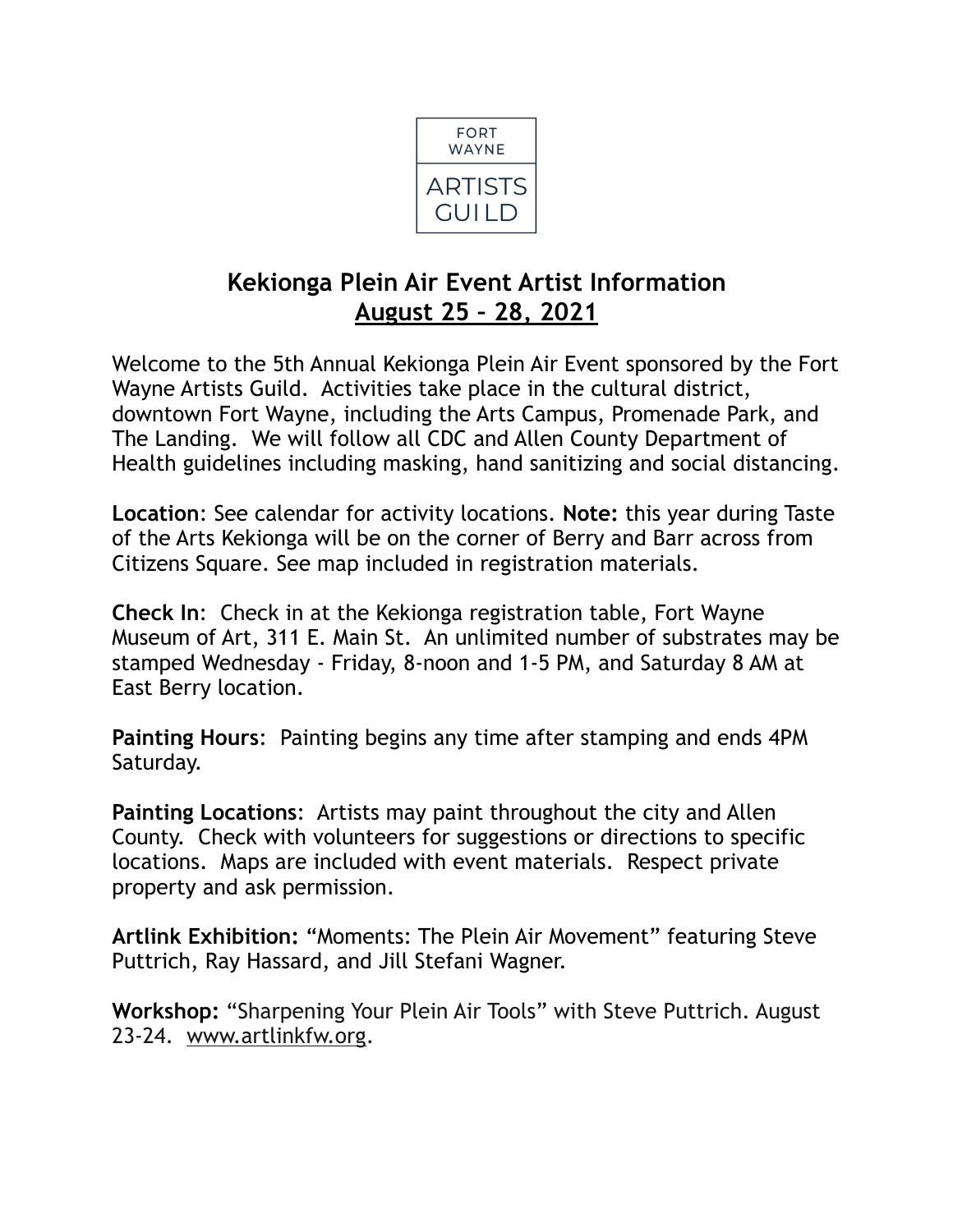FORT WAYNE

ARTISTS GUILD

# Kekionga Plein Air Event Artist Information

## August 25 – 28, 2021

Welcome to the 5th Annual Kekionga Plein Air Event sponsored by the Fort Wayne Artists Guild. Activities take place in the cultural district, downtown Fort Wayne, including the Arts Campus, Promenade Park, and The Landing. We will follow all CDC and Allen County Department of Health guidelines including masking, hand sanitizing and social distancing.

**Location**: See calendar for activity locations. **Note:** this year during Taste of the Arts Kekionga will be on the corner of Berry and Barr across from Citizens Square. See map included in registration materials.

**Check In**: Check in at the Kekionga registration table, Fort Wayne Museum of Art, 311 E. Main St. An unlimited number of substrates may be stamped Wednesday - Friday, 8-noon and 1-5 PM, and Saturday 8 AM at East Berry location.

**Painting Hours**: Painting begins any time after stamping and ends 4PM Saturday.

**Painting Locations**: Artists may paint throughout the city and Allen County. Check with volunteers for suggestions or directions to specific locations. Maps are included with event materials. Respect private property and ask permission.

**Artlink Exhibition:** “Moments: The Plein Air Movement” featuring Steve Puttrich, Ray Hassard, and Jill Stefani Wagner.

**Workshop:** “Sharpening Your Plein Air Tools” with Steve Puttrich. August 23-24. www.artlinkfw.org.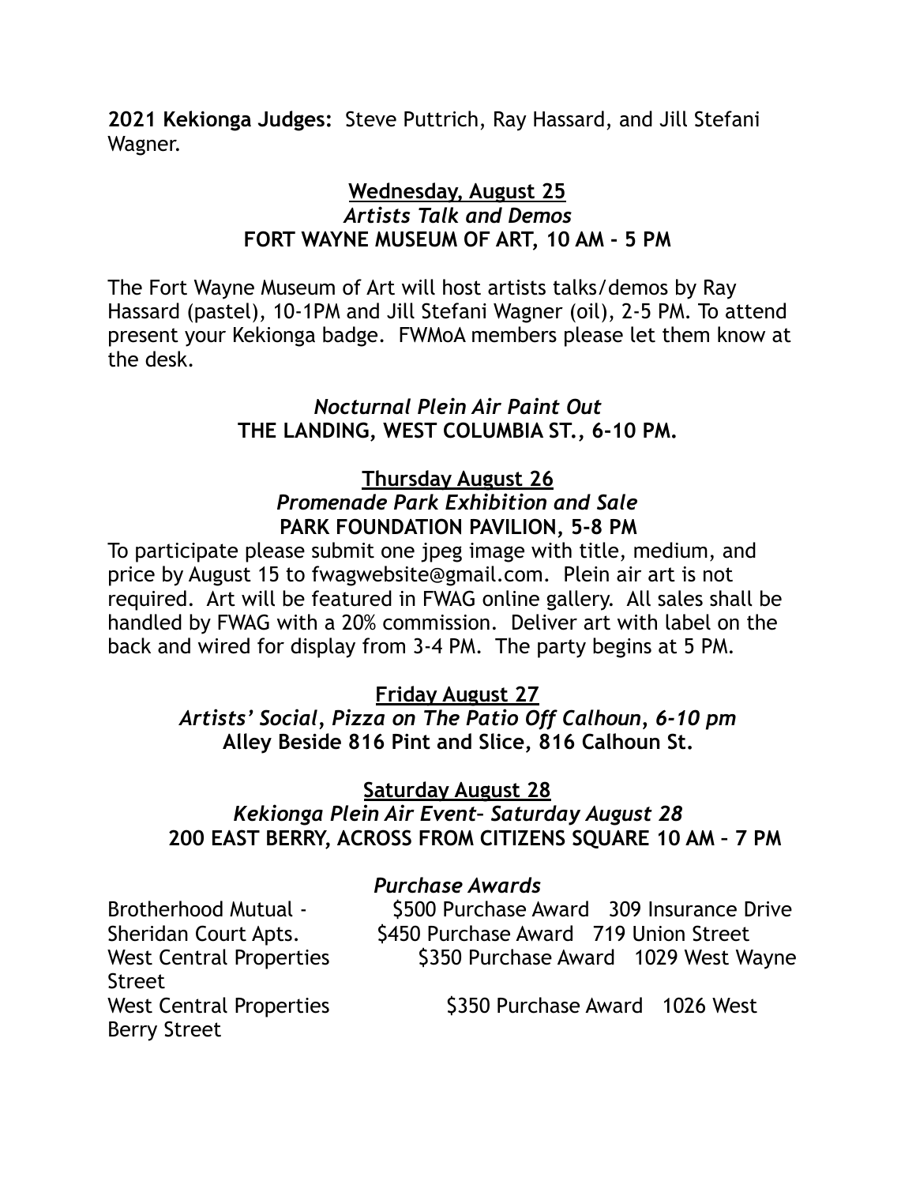**2021 Kekionga Judges:** Steve Puttrich, Ray Hassard, and Jill Stefani Wagner.

**Wednesday, August 25**
*Artists Talk and Demos*
**FORT WAYNE MUSEUM OF ART, 10 AM - 5 PM**

The Fort Wayne Museum of Art will host artists talks/demos by Ray Hassard (pastel), 10-1PM and Jill Stefani Wagner (oil), 2-5 PM. To attend present your Kekionga badge. FWMoA members please let them know at the desk.

*Nocturnal Plein Air Paint Out*
**THE LANDING, WEST COLUMBIA ST., 6-10 PM.**

**Thursday August 26**
*Promenade Park Exhibition and Sale*
**PARK FOUNDATION PAVILION, 5-8 PM**

To participate please submit one jpeg image with title, medium, and price by August 15 to fwagwebsite@gmail.com. Plein air art is not required. Art will be featured in FWAG online gallery. All sales shall be handled by FWAG with a 20% commission. Deliver art with label on the back and wired for display from 3-4 PM. The party begins at 5 PM.

**Friday August 27**
*Artists' Social, Pizza on The Patio Off Calhoun, 6-10 pm*
**Alley Beside 816 Pint and Slice, 816 Calhoun St.**

**Saturday August 28**
*Kekionga Plein Air Event– Saturday August 28*
**200 EAST BERRY, ACROSS FROM CITIZENS SQUARE 10 AM – 7 PM**

*Purchase Awards*

Brotherhood Mutual - $500 Purchase Award 309 Insurance Drive
Sheridan Court Apts. $450 Purchase Award 719 Union Street
West Central Properties $350 Purchase Award 1029 West Wayne Street
West Central Properties $350 Purchase Award 1026 West Berry Street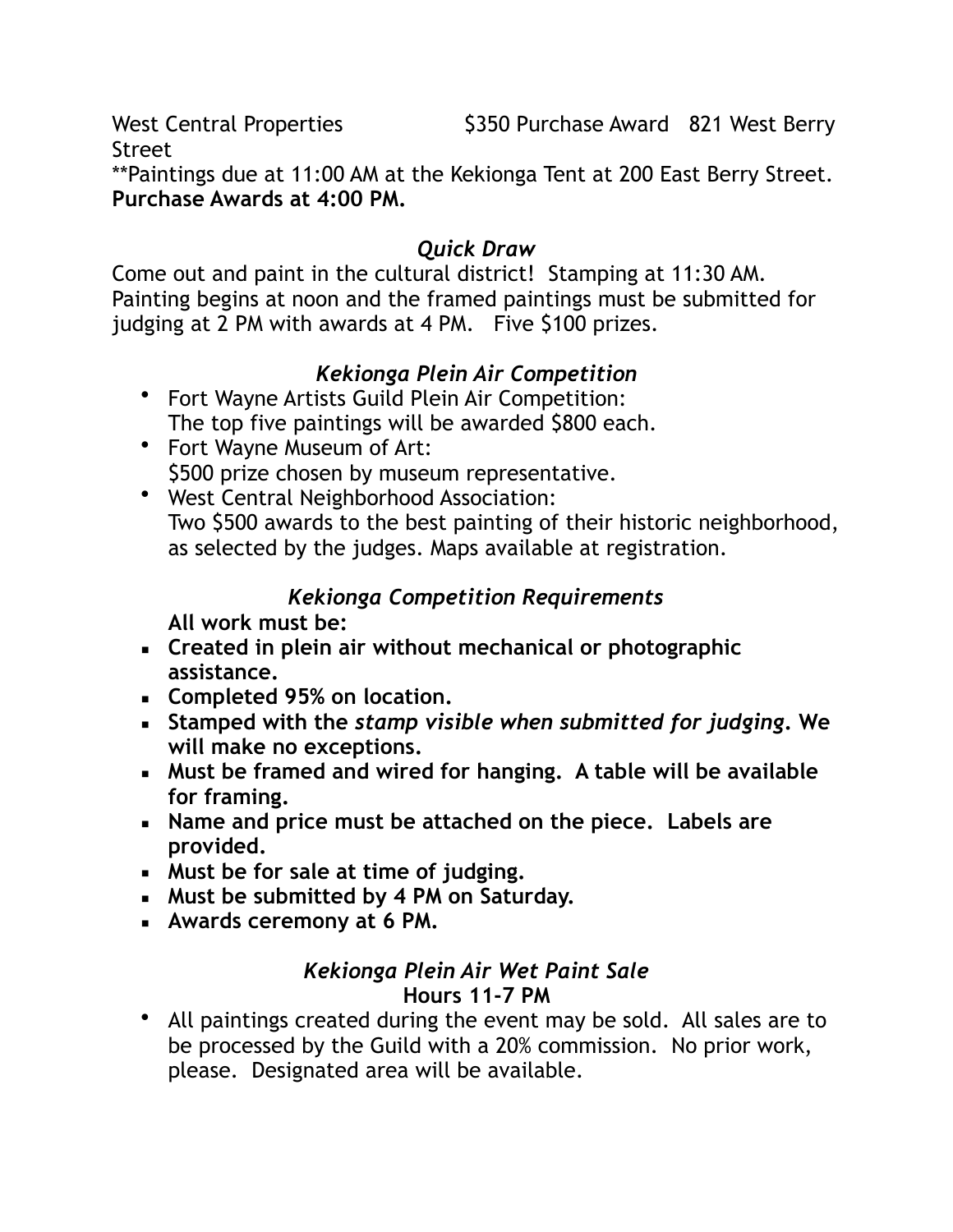West Central Properties $350 Purchase Award 821 West Berry Street

**Paintings due at 11:00 AM at the Kekionga Tent at 200 East Berry Street. **Purchase Awards at 4:00 PM.**

### *Quick Draw*

Come out and paint in the cultural district! Stamping at 11:30 AM. Painting begins at noon and the framed paintings must be submitted for judging at 2 PM with awards at 4 PM. Five $100 prizes.

### *Kekionga Plein Air Competition*

- Fort Wayne Artists Guild Plein Air Competition:
  The top five paintings will be awarded $800 each.
- Fort Wayne Museum of Art:
  $500 prize chosen by museum representative.
- West Central Neighborhood Association:
  Two $500 awards to the best painting of their historic neighborhood, as selected by the judges. Maps available at registration.

### *Kekionga Competition Requirements*

**All work must be:**

- **Created in plein air without mechanical or photographic assistance.**
- **Completed 95% on location.**
- **Stamped with the *stamp visible when submitted for judging*. We will make no exceptions.**
- **Must be framed and wired for hanging. A table will be available for framing.**
- **Name and price must be attached on the piece. Labels are provided.**
- **Must be for sale at time of judging.**
- **Must be submitted by 4 PM on Saturday.**
- **Awards ceremony at 6 PM.**

### *Kekionga Plein Air Wet Paint Sale*

**Hours 11-7 PM**

- All paintings created during the event may be sold. All sales are to be processed by the Guild with a 20% commission. No prior work, please. Designated area will be available.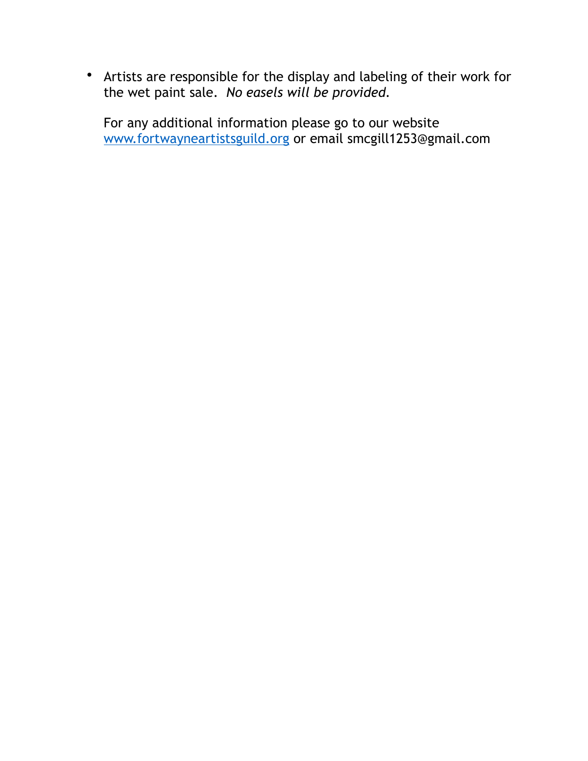- Artists are responsible for the display and labeling of their work for the wet paint sale. *No easels will be provided.*

  For any additional information please go to our website [www.fortwayneartistsguild.org](http://www.fortwayneartistsguild.org) or email smcgill1253@gmail.com